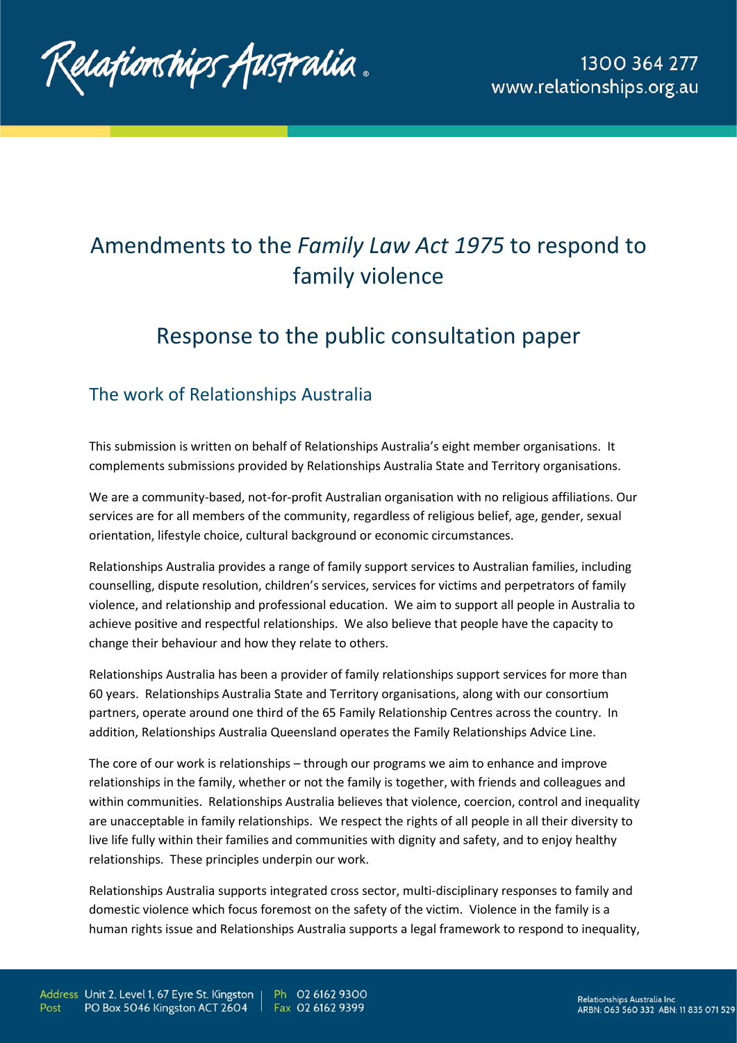# Amendments to the *Family Law Act 1975* to respond to family violence

# Response to the public consultation paper

## The work of Relationships Australia

This submission is written on behalf of Relationships Australia's eight member organisations. It complements submissions provided by Relationships Australia State and Territory organisations.

We are a community-based, not-for-profit Australian organisation with no religious affiliations. Our services are for all members of the community, regardless of religious belief, age, gender, sexual orientation, lifestyle choice, cultural background or economic circumstances.

Relationships Australia provides a range of family support services to Australian families, including counselling, dispute resolution, children's services, services for victims and perpetrators of family violence, and relationship and professional education. We aim to support all people in Australia to achieve positive and respectful relationships. We also believe that people have the capacity to change their behaviour and how they relate to others.

Relationships Australia has been a provider of family relationships support services for more than 60 years. Relationships Australia State and Territory organisations, along with our consortium partners, operate around one third of the 65 Family Relationship Centres across the country. In addition, Relationships Australia Queensland operates the Family Relationships Advice Line.

The core of our work is relationships – through our programs we aim to enhance and improve relationships in the family, whether or not the family is together, with friends and colleagues and within communities. Relationships Australia believes that violence, coercion, control and inequality are unacceptable in family relationships. We respect the rights of all people in all their diversity to live life fully within their families and communities with dignity and safety, and to enjoy healthy relationships. These principles underpin our work.

Relationships Australia supports integrated cross sector, multi-disciplinary responses to family and domestic violence which focus foremost on the safety of the victim. Violence in the family is a human rights issue and Relationships Australia supports a legal framework to respond to inequality,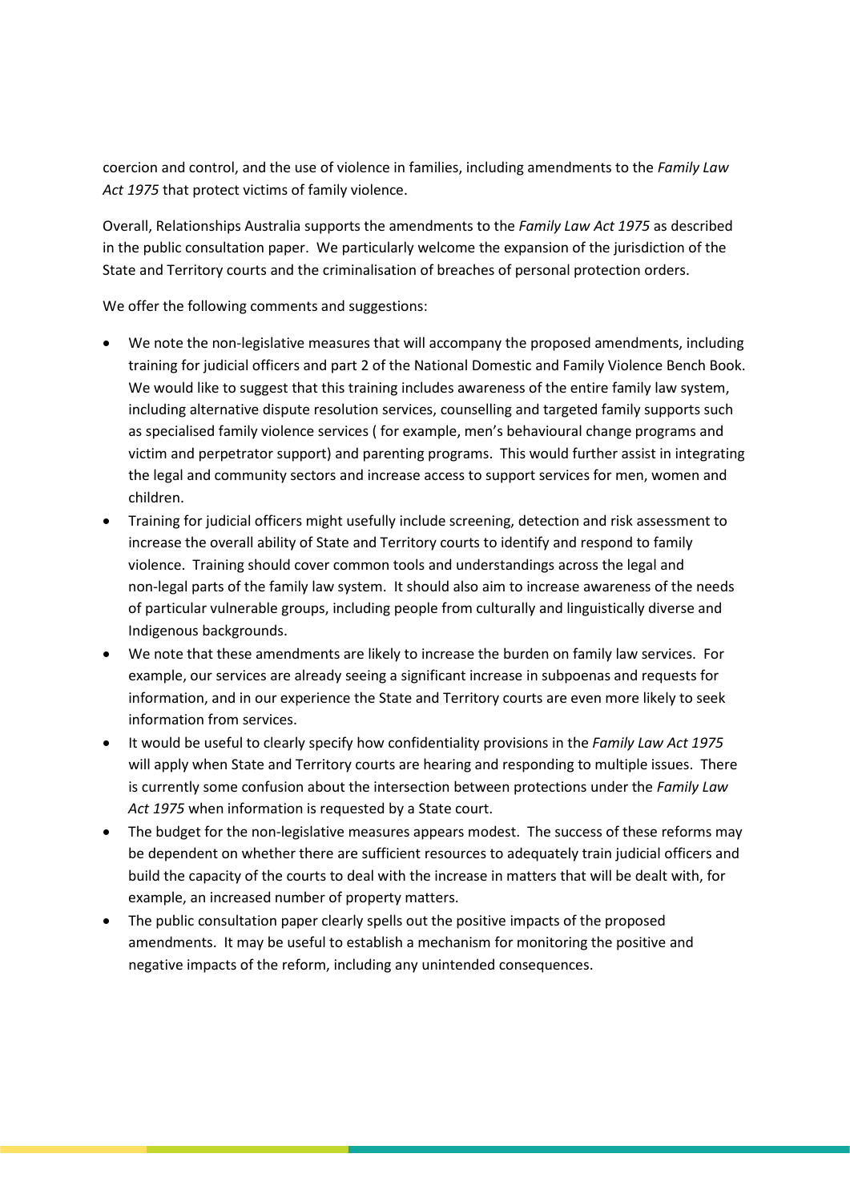coercion and control, and the use of violence in families, including amendments to the *Family Law Act 1975* that protect victims of family violence.

Overall, Relationships Australia supports the amendments to the *Family Law Act 1975* as described in the public consultation paper. We particularly welcome the expansion of the jurisdiction of the State and Territory courts and the criminalisation of breaches of personal protection orders.

We offer the following comments and suggestions:

- We note the non-legislative measures that will accompany the proposed amendments, including training for judicial officers and part 2 of the National Domestic and Family Violence Bench Book. We would like to suggest that this training includes awareness of the entire family law system, including alternative dispute resolution services, counselling and targeted family supports such as specialised family violence services ( for example, men's behavioural change programs and victim and perpetrator support) and parenting programs. This would further assist in integrating the legal and community sectors and increase access to support services for men, women and children.
- Training for judicial officers might usefully include screening, detection and risk assessment to increase the overall ability of State and Territory courts to identify and respond to family violence. Training should cover common tools and understandings across the legal and non-legal parts of the family law system. It should also aim to increase awareness of the needs of particular vulnerable groups, including people from culturally and linguistically diverse and Indigenous backgrounds.
- We note that these amendments are likely to increase the burden on family law services. For example, our services are already seeing a significant increase in subpoenas and requests for information, and in our experience the State and Territory courts are even more likely to seek information from services.
- It would be useful to clearly specify how confidentiality provisions in the *Family Law Act 1975* will apply when State and Territory courts are hearing and responding to multiple issues. There is currently some confusion about the intersection between protections under the *Family Law Act 1975* when information is requested by a State court.
- The budget for the non-legislative measures appears modest. The success of these reforms may be dependent on whether there are sufficient resources to adequately train judicial officers and build the capacity of the courts to deal with the increase in matters that will be dealt with, for example, an increased number of property matters.
- The public consultation paper clearly spells out the positive impacts of the proposed amendments. It may be useful to establish a mechanism for monitoring the positive and negative impacts of the reform, including any unintended consequences.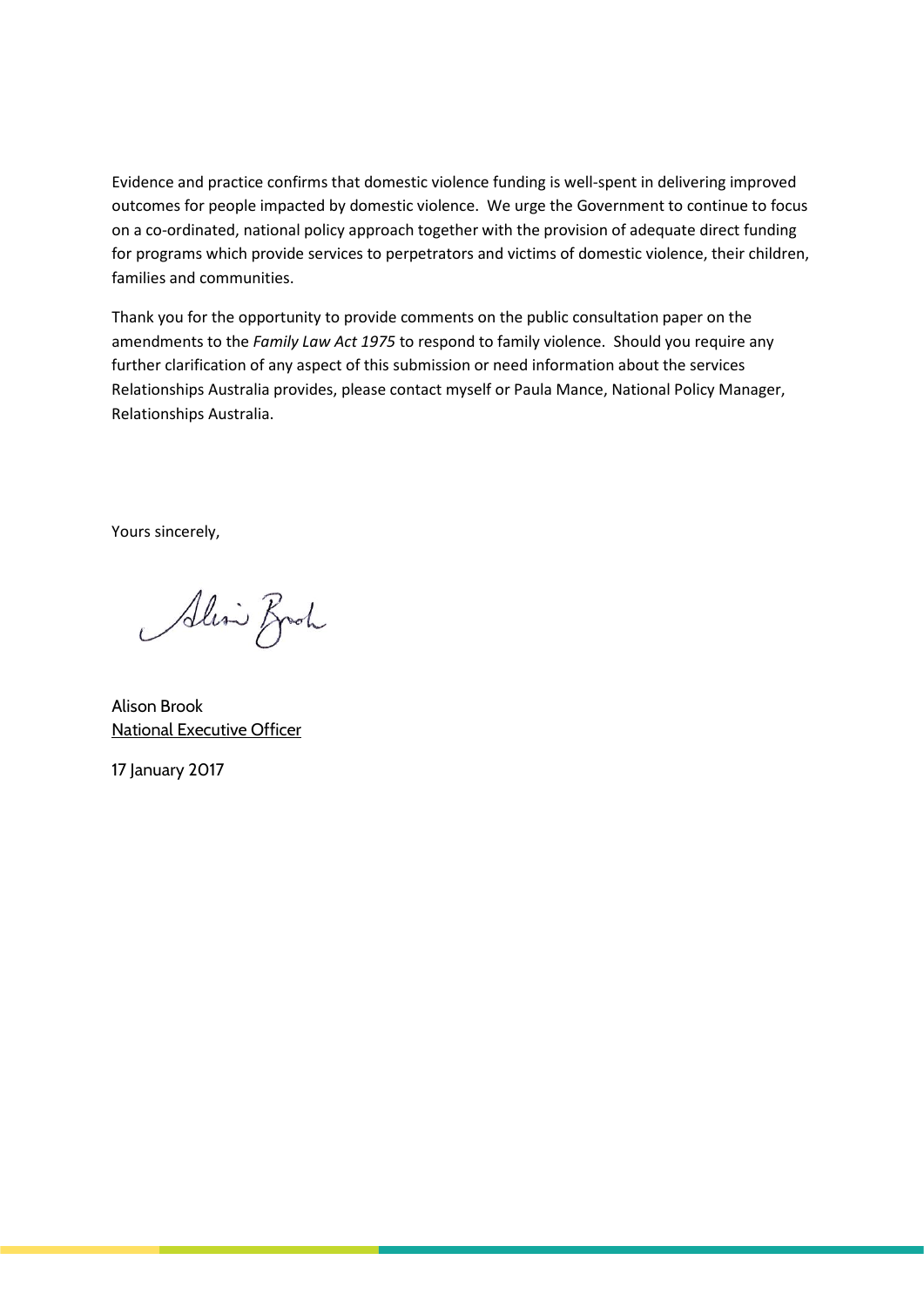Evidence and practice confirms that domestic violence funding is well-spent in delivering improved outcomes for people impacted by domestic violence. We urge the Government to continue to focus on a co-ordinated, national policy approach together with the provision of adequate direct funding for programs which provide services to perpetrators and victims of domestic violence, their children, families and communities.

Thank you for the opportunity to provide comments on the public consultation paper on the amendments to the *Family Law Act 1975* to respond to family violence. Should you require any further clarification of any aspect of this submission or need information about the services Relationships Australia provides, please contact myself or Paula Mance, National Policy Manager, Relationships Australia.

Yours sincerely,

Alison Brook
National Executive Officer

17 January 2017